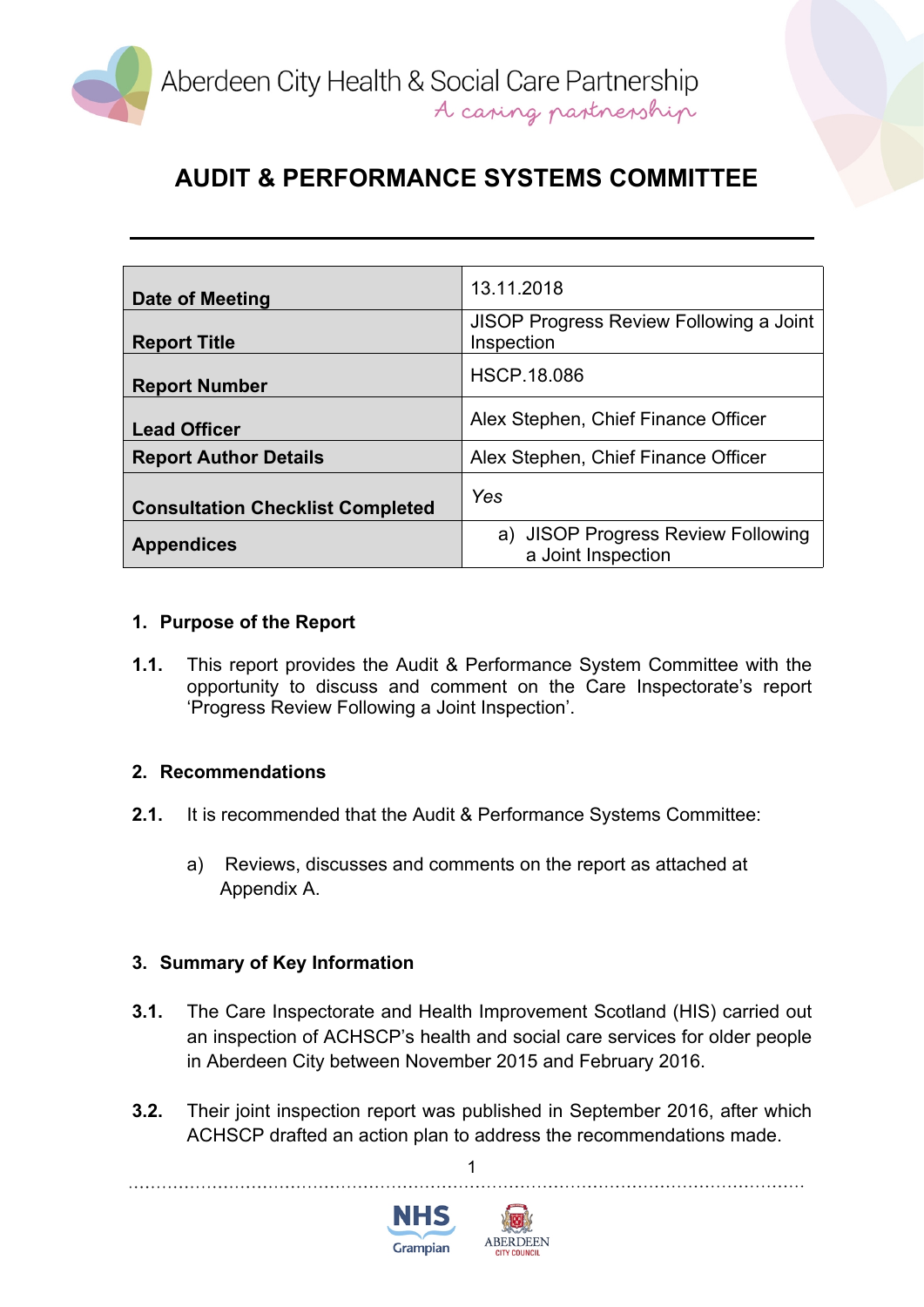Aberdeen City Health & Social Care Partnership
A caring partnership

# AUDIT & PERFORMANCE SYSTEMS COMMITTEE

| | |
|---|---|
| **Date of Meeting** | 13.11.2018 |
| **Report Title** | JISOP Progress Review Following a Joint Inspection |
| **Report Number** | HSCP.18.086 |
| **Lead Officer** | Alex Stephen, Chief Finance Officer |
| **Report Author Details** | Alex Stephen, Chief Finance Officer |
| **Consultation Checklist Completed** | *Yes* |
| **Appendices** | a) JISOP Progress Review Following a Joint Inspection |

## 1. Purpose of the Report

**1.1.** This report provides the Audit & Performance System Committee with the opportunity to discuss and comment on the Care Inspectorate's report 'Progress Review Following a Joint Inspection'.

## 2. Recommendations

**2.1.** It is recommended that the Audit & Performance Systems Committee:

a) Reviews, discusses and comments on the report as attached at Appendix A.

## 3. Summary of Key Information

**3.1.** The Care Inspectorate and Health Improvement Scotland (HIS) carried out an inspection of ACHSCP's health and social care services for older people in Aberdeen City between November 2015 and February 2016.

**3.2.** Their joint inspection report was published in September 2016, after which ACHSCP drafted an action plan to address the recommendations made.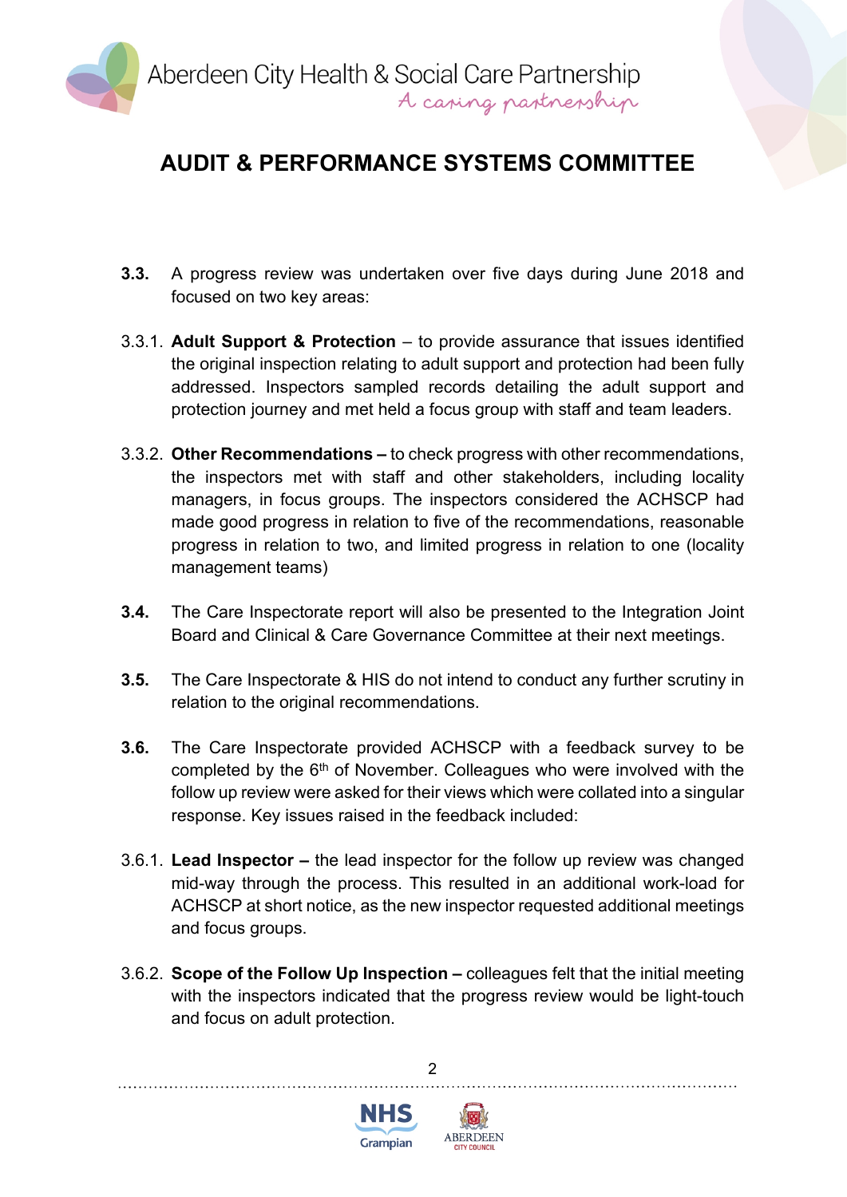# AUDIT & PERFORMANCE SYSTEMS COMMITTEE

**3.3.** A progress review was undertaken over five days during June 2018 and focused on two key areas:

3.3.1. **Adult Support & Protection** – to provide assurance that issues identified the original inspection relating to adult support and protection had been fully addressed. Inspectors sampled records detailing the adult support and protection journey and met held a focus group with staff and team leaders.

3.3.2. **Other Recommendations –** to check progress with other recommendations, the inspectors met with staff and other stakeholders, including locality managers, in focus groups. The inspectors considered the ACHSCP had made good progress in relation to five of the recommendations, reasonable progress in relation to two, and limited progress in relation to one (locality management teams)

**3.4.** The Care Inspectorate report will also be presented to the Integration Joint Board and Clinical & Care Governance Committee at their next meetings.

**3.5.** The Care Inspectorate & HIS do not intend to conduct any further scrutiny in relation to the original recommendations.

**3.6.** The Care Inspectorate provided ACHSCP with a feedback survey to be completed by the 6th of November. Colleagues who were involved with the follow up review were asked for their views which were collated into a singular response. Key issues raised in the feedback included:

3.6.1. **Lead Inspector –** the lead inspector for the follow up review was changed mid-way through the process. This resulted in an additional work-load for ACHSCP at short notice, as the new inspector requested additional meetings and focus groups.

3.6.2. **Scope of the Follow Up Inspection –** colleagues felt that the initial meeting with the inspectors indicated that the progress review would be light-touch and focus on adult protection.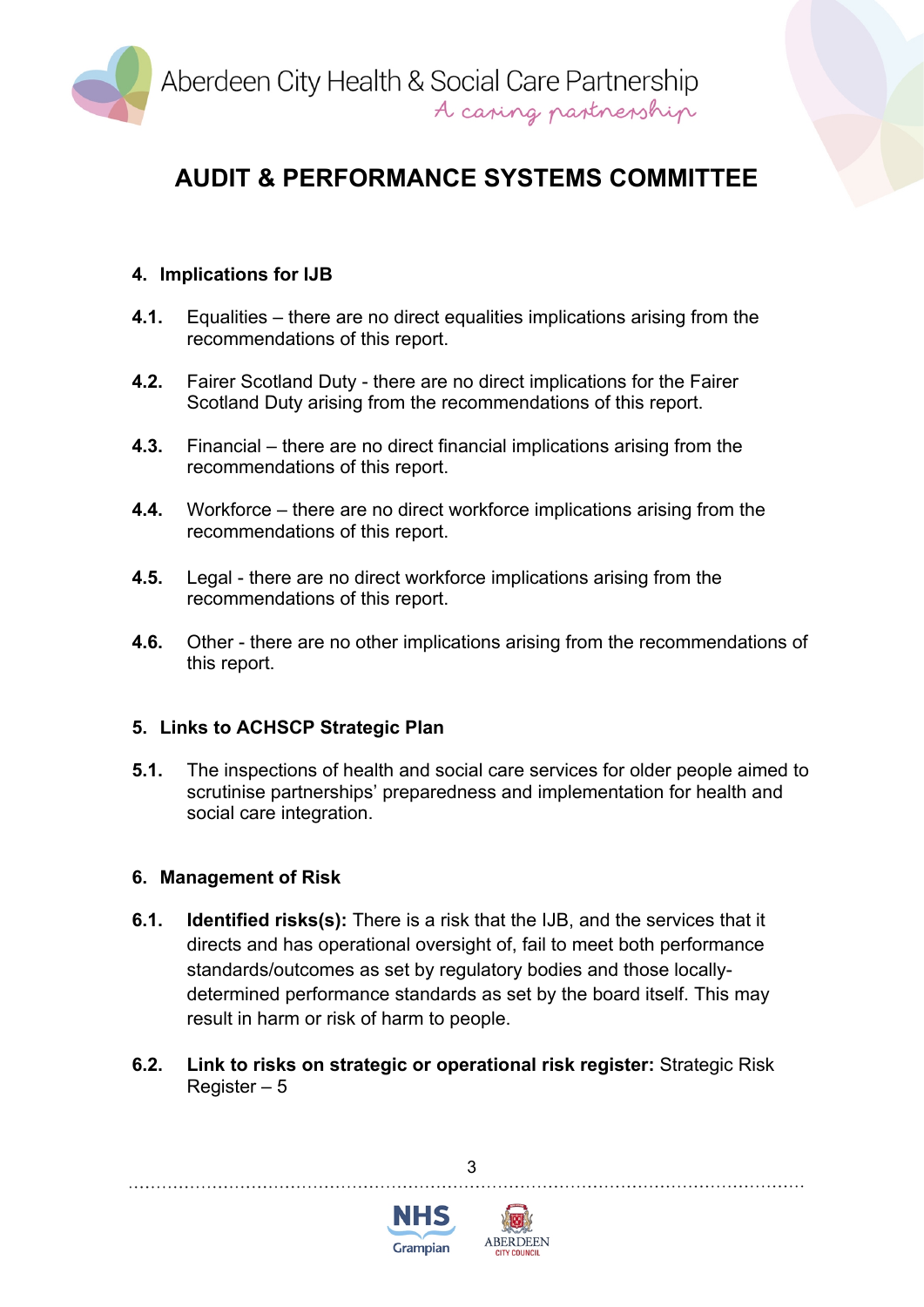## 4. Implications for IJB

**4.1.** Equalities – there are no direct equalities implications arising from the recommendations of this report.

**4.2.** Fairer Scotland Duty - there are no direct implications for the Fairer Scotland Duty arising from the recommendations of this report.

**4.3.** Financial – there are no direct financial implications arising from the recommendations of this report.

**4.4.** Workforce – there are no direct workforce implications arising from the recommendations of this report.

**4.5.** Legal - there are no direct workforce implications arising from the recommendations of this report.

**4.6.** Other - there are no other implications arising from the recommendations of this report.

## 5. Links to ACHSCP Strategic Plan

**5.1.** The inspections of health and social care services for older people aimed to scrutinise partnerships' preparedness and implementation for health and social care integration.

## 6. Management of Risk

**6.1.** **Identified risks(s):** There is a risk that the IJB, and the services that it directs and has operational oversight of, fail to meet both performance standards/outcomes as set by regulatory bodies and those locally-determined performance standards as set by the board itself. This may result in harm or risk of harm to people.

**6.2.** **Link to risks on strategic or operational risk register:** Strategic Risk Register – 5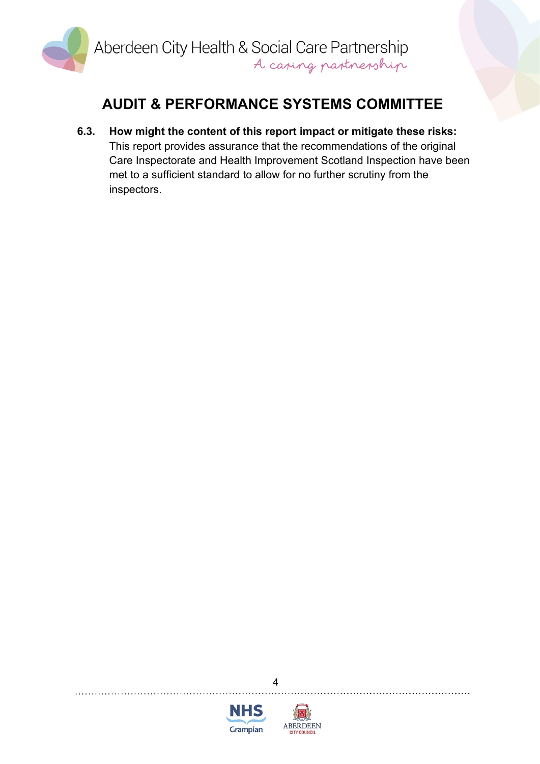**6.3. How might the content of this report impact or mitigate these risks:**
This report provides assurance that the recommendations of the original Care Inspectorate and Health Improvement Scotland Inspection have been met to a sufficient standard to allow for no further scrutiny from the inspectors.